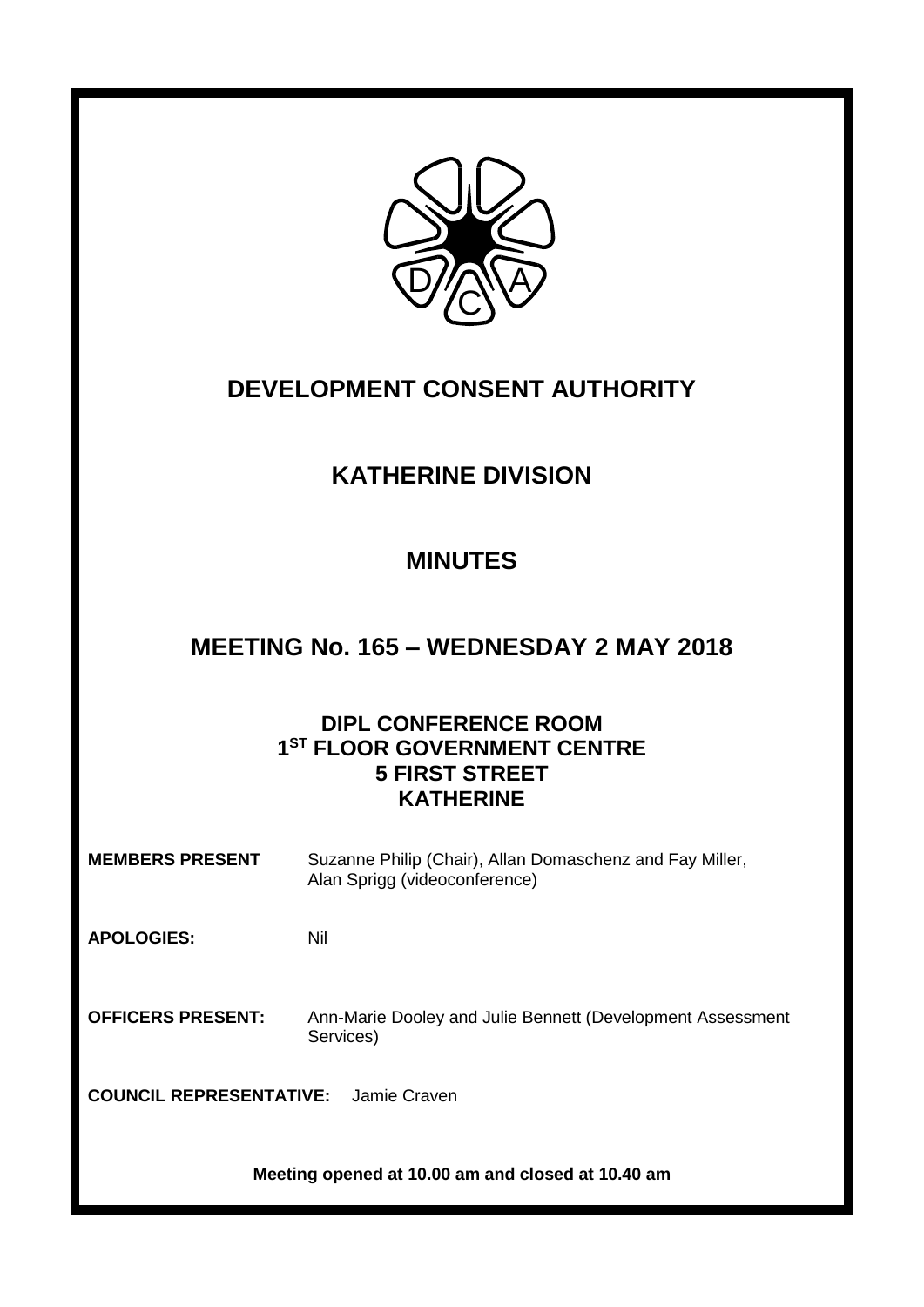# DEVELOPMENT CONSENT AUTHORITY

## KATHERINE DIVISION

## MINUTES

## MEETING No. 165 – WEDNESDAY 2 MAY 2018

**DIPL CONFERENCE ROOM**
**1ST FLOOR GOVERNMENT CENTRE**
**5 FIRST STREET**
**KATHERINE**

**MEMBERS PRESENT** Suzanne Philip (Chair), Allan Domaschenz and Fay Miller, Alan Sprigg (videoconference)

**APOLOGIES:** Nil

**OFFICERS PRESENT:** Ann-Marie Dooley and Julie Bennett (Development Assessment Services)

**COUNCIL REPRESENTATIVE:** Jamie Craven

**Meeting opened at 10.00 am and closed at 10.40 am**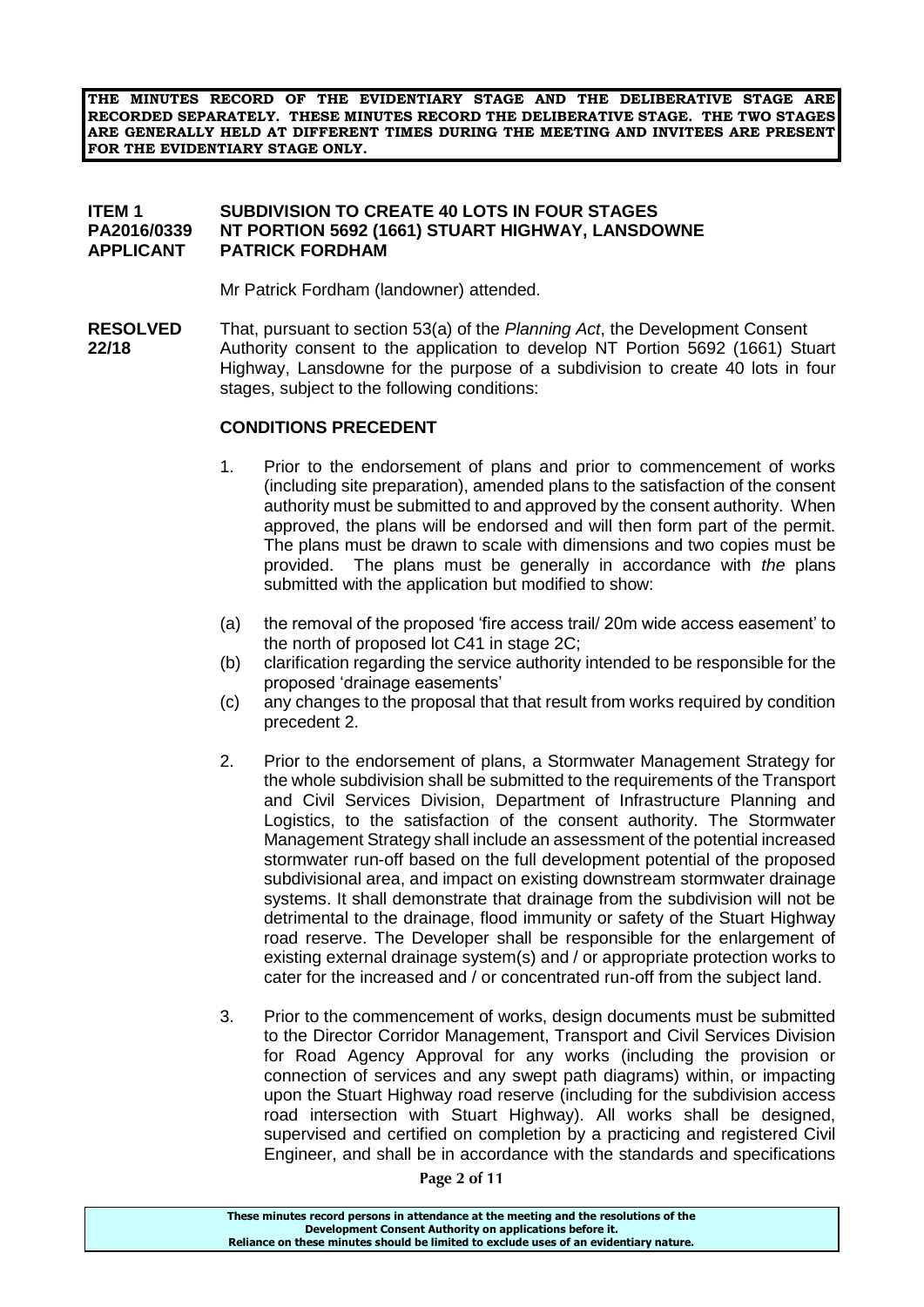**THE MINUTES RECORD OF THE EVIDENTIARY STAGE AND THE DELIBERATIVE STAGE ARE RECORDED SEPARATELY. THESE MINUTES RECORD THE DELIBERATIVE STAGE. THE TWO STAGES ARE GENERALLY HELD AT DIFFERENT TIMES DURING THE MEETING AND INVITEES ARE PRESENT FOR THE EVIDENTIARY STAGE ONLY.**

**ITEM 1 SUBDIVISION TO CREATE 40 LOTS IN FOUR STAGES**
**PA2016/0339 NT PORTION 5692 (1661) STUART HIGHWAY, LANSDOWNE**
**APPLICANT PATRICK FORDHAM**

Mr Patrick Fordham (landowner) attended.

**RESOLVED 22/18** That, pursuant to section 53(a) of the *Planning Act*, the Development Consent Authority consent to the application to develop NT Portion 5692 (1661) Stuart Highway, Lansdowne for the purpose of a subdivision to create 40 lots in four stages, subject to the following conditions:

**CONDITIONS PRECEDENT**

1. Prior to the endorsement of plans and prior to commencement of works (including site preparation), amended plans to the satisfaction of the consent authority must be submitted to and approved by the consent authority. When approved, the plans will be endorsed and will then form part of the permit. The plans must be drawn to scale with dimensions and two copies must be provided. The plans must be generally in accordance with *the* plans submitted with the application but modified to show:

   (a) the removal of the proposed 'fire access trail/ 20m wide access easement' to the north of proposed lot C41 in stage 2C;
   (b) clarification regarding the service authority intended to be responsible for the proposed 'drainage easements'
   (c) any changes to the proposal that that result from works required by condition precedent 2.

2. Prior to the endorsement of plans, a Stormwater Management Strategy for the whole subdivision shall be submitted to the requirements of the Transport and Civil Services Division, Department of Infrastructure Planning and Logistics, to the satisfaction of the consent authority. The Stormwater Management Strategy shall include an assessment of the potential increased stormwater run-off based on the full development potential of the proposed subdivisional area, and impact on existing downstream stormwater drainage systems. It shall demonstrate that drainage from the subdivision will not be detrimental to the drainage, flood immunity or safety of the Stuart Highway road reserve. The Developer shall be responsible for the enlargement of existing external drainage system(s) and / or appropriate protection works to cater for the increased and / or concentrated run-off from the subject land.

3. Prior to the commencement of works, design documents must be submitted to the Director Corridor Management, Transport and Civil Services Division for Road Agency Approval for any works (including the provision or connection of services and any swept path diagrams) within, or impacting upon the Stuart Highway road reserve (including for the subdivision access road intersection with Stuart Highway). All works shall be designed, supervised and certified on completion by a practicing and registered Civil Engineer, and shall be in accordance with the standards and specifications

These minutes record persons in attendance at the meeting and the resolutions of the Development Consent Authority on applications before it. Reliance on these minutes should be limited to exclude uses of an evidentiary nature.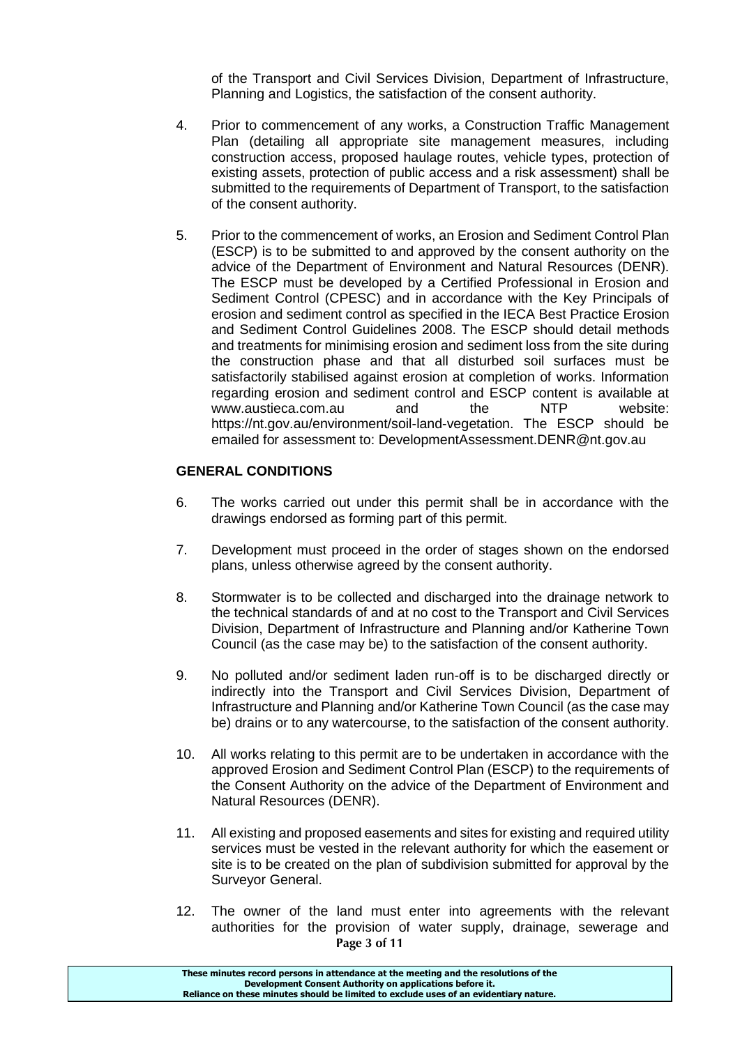of the Transport and Civil Services Division, Department of Infrastructure, Planning and Logistics, the satisfaction of the consent authority.

4. Prior to commencement of any works, a Construction Traffic Management Plan (detailing all appropriate site management measures, including construction access, proposed haulage routes, vehicle types, protection of existing assets, protection of public access and a risk assessment) shall be submitted to the requirements of Department of Transport, to the satisfaction of the consent authority.

5. Prior to the commencement of works, an Erosion and Sediment Control Plan (ESCP) is to be submitted to and approved by the consent authority on the advice of the Department of Environment and Natural Resources (DENR). The ESCP must be developed by a Certified Professional in Erosion and Sediment Control (CPESC) and in accordance with the Key Principals of erosion and sediment control as specified in the IECA Best Practice Erosion and Sediment Control Guidelines 2008. The ESCP should detail methods and treatments for minimising erosion and sediment loss from the site during the construction phase and that all disturbed soil surfaces must be satisfactorily stabilised against erosion at completion of works. Information regarding erosion and sediment control and ESCP content is available at www.austieca.com.au and the NTP website: https://nt.gov.au/environment/soil-land-vegetation. The ESCP should be emailed for assessment to: DevelopmentAssessment.DENR@nt.gov.au

**GENERAL CONDITIONS**

6. The works carried out under this permit shall be in accordance with the drawings endorsed as forming part of this permit.

7. Development must proceed in the order of stages shown on the endorsed plans, unless otherwise agreed by the consent authority.

8. Stormwater is to be collected and discharged into the drainage network to the technical standards of and at no cost to the Transport and Civil Services Division, Department of Infrastructure and Planning and/or Katherine Town Council (as the case may be) to the satisfaction of the consent authority.

9. No polluted and/or sediment laden run-off is to be discharged directly or indirectly into the Transport and Civil Services Division, Department of Infrastructure and Planning and/or Katherine Town Council (as the case may be) drains or to any watercourse, to the satisfaction of the consent authority.

10. All works relating to this permit are to be undertaken in accordance with the approved Erosion and Sediment Control Plan (ESCP) to the requirements of the Consent Authority on the advice of the Department of Environment and Natural Resources (DENR).

11. All existing and proposed easements and sites for existing and required utility services must be vested in the relevant authority for which the easement or site is to be created on the plan of subdivision submitted for approval by the Surveyor General.

12. The owner of the land must enter into agreements with the relevant authorities for the provision of water supply, drainage, sewerage and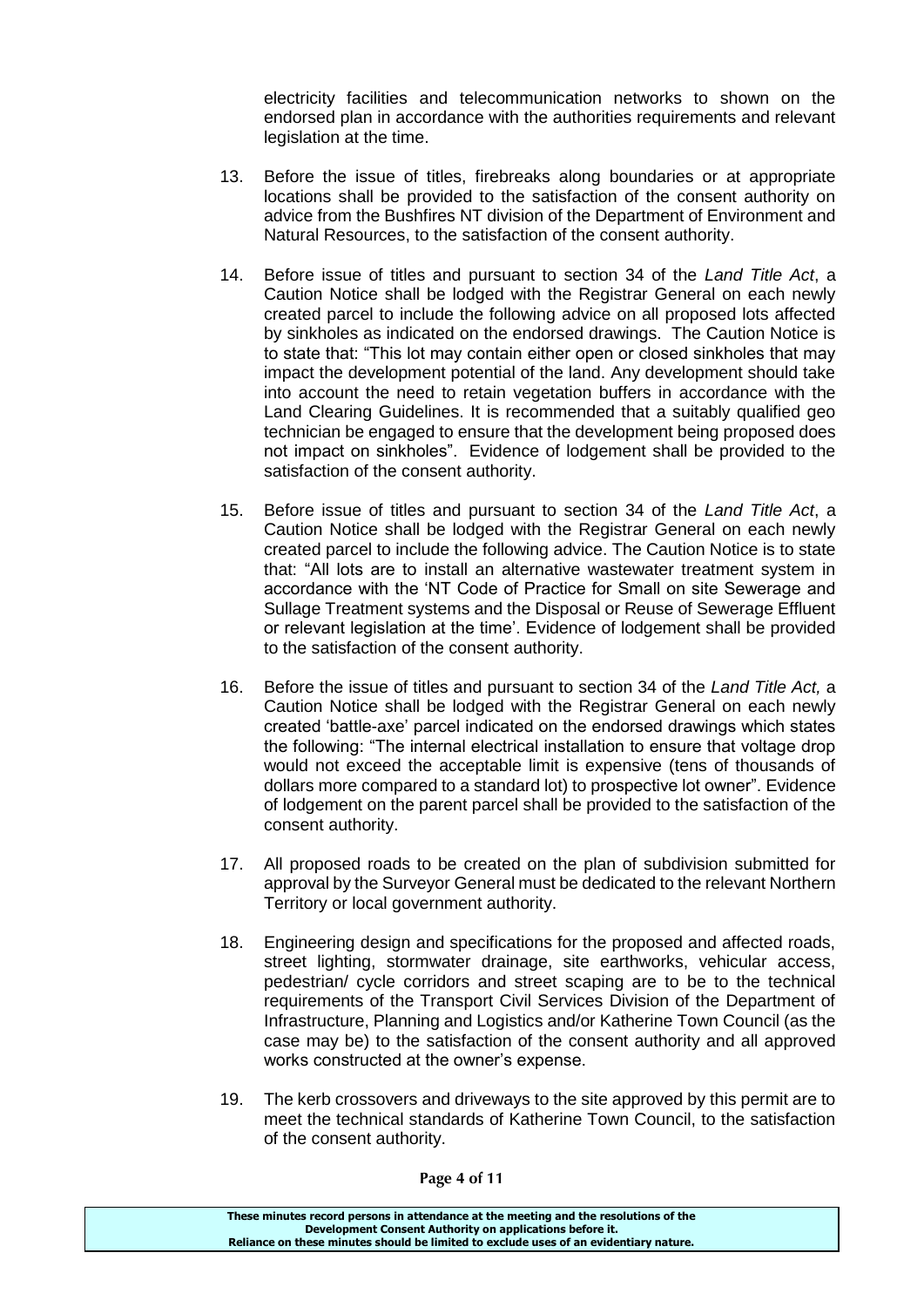electricity facilities and telecommunication networks to shown on the endorsed plan in accordance with the authorities requirements and relevant legislation at the time.

13. Before the issue of titles, firebreaks along boundaries or at appropriate locations shall be provided to the satisfaction of the consent authority on advice from the Bushfires NT division of the Department of Environment and Natural Resources, to the satisfaction of the consent authority.

14. Before issue of titles and pursuant to section 34 of the *Land Title Act*, a Caution Notice shall be lodged with the Registrar General on each newly created parcel to include the following advice on all proposed lots affected by sinkholes as indicated on the endorsed drawings. The Caution Notice is to state that: "This lot may contain either open or closed sinkholes that may impact the development potential of the land. Any development should take into account the need to retain vegetation buffers in accordance with the Land Clearing Guidelines. It is recommended that a suitably qualified geo technician be engaged to ensure that the development being proposed does not impact on sinkholes". Evidence of lodgement shall be provided to the satisfaction of the consent authority.

15. Before issue of titles and pursuant to section 34 of the *Land Title Act*, a Caution Notice shall be lodged with the Registrar General on each newly created parcel to include the following advice. The Caution Notice is to state that: "All lots are to install an alternative wastewater treatment system in accordance with the 'NT Code of Practice for Small on site Sewerage and Sullage Treatment systems and the Disposal or Reuse of Sewerage Effluent or relevant legislation at the time'. Evidence of lodgement shall be provided to the satisfaction of the consent authority.

16. Before the issue of titles and pursuant to section 34 of the *Land Title Act,* a Caution Notice shall be lodged with the Registrar General on each newly created 'battle-axe' parcel indicated on the endorsed drawings which states the following: "The internal electrical installation to ensure that voltage drop would not exceed the acceptable limit is expensive (tens of thousands of dollars more compared to a standard lot) to prospective lot owner". Evidence of lodgement on the parent parcel shall be provided to the satisfaction of the consent authority.

17. All proposed roads to be created on the plan of subdivision submitted for approval by the Surveyor General must be dedicated to the relevant Northern Territory or local government authority.

18. Engineering design and specifications for the proposed and affected roads, street lighting, stormwater drainage, site earthworks, vehicular access, pedestrian/ cycle corridors and street scaping are to be to the technical requirements of the Transport Civil Services Division of the Department of Infrastructure, Planning and Logistics and/or Katherine Town Council (as the case may be) to the satisfaction of the consent authority and all approved works constructed at the owner's expense.

19. The kerb crossovers and driveways to the site approved by this permit are to meet the technical standards of Katherine Town Council, to the satisfaction of the consent authority.

**These minutes record persons in attendance at the meeting and the resolutions of the Development Consent Authority on applications before it. Reliance on these minutes should be limited to exclude uses of an evidentiary nature.**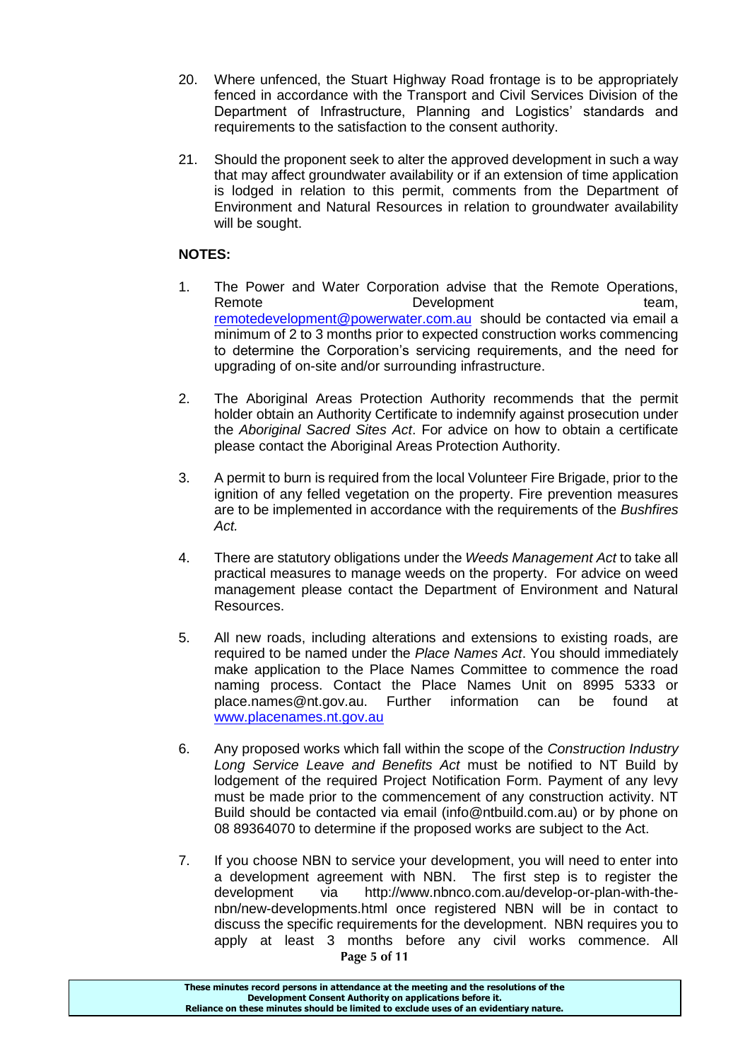20. Where unfenced, the Stuart Highway Road frontage is to be appropriately fenced in accordance with the Transport and Civil Services Division of the Department of Infrastructure, Planning and Logistics' standards and requirements to the satisfaction to the consent authority.

21. Should the proponent seek to alter the approved development in such a way that may affect groundwater availability or if an extension of time application is lodged in relation to this permit, comments from the Department of Environment and Natural Resources in relation to groundwater availability will be sought.

**NOTES:**

1. The Power and Water Corporation advise that the Remote Operations, Remote Development team, remotedevelopment@powerwater.com.au should be contacted via email a minimum of 2 to 3 months prior to expected construction works commencing to determine the Corporation's servicing requirements, and the need for upgrading of on-site and/or surrounding infrastructure.

2. The Aboriginal Areas Protection Authority recommends that the permit holder obtain an Authority Certificate to indemnify against prosecution under the *Aboriginal Sacred Sites Act*. For advice on how to obtain a certificate please contact the Aboriginal Areas Protection Authority.

3. A permit to burn is required from the local Volunteer Fire Brigade, prior to the ignition of any felled vegetation on the property. Fire prevention measures are to be implemented in accordance with the requirements of the *Bushfires Act.*

4. There are statutory obligations under the *Weeds Management Act* to take all practical measures to manage weeds on the property. For advice on weed management please contact the Department of Environment and Natural Resources.

5. All new roads, including alterations and extensions to existing roads, are required to be named under the *Place Names Act*. You should immediately make application to the Place Names Committee to commence the road naming process. Contact the Place Names Unit on 8995 5333 or place.names@nt.gov.au. Further information can be found at www.placenames.nt.gov.au

6. Any proposed works which fall within the scope of the *Construction Industry Long Service Leave and Benefits Act* must be notified to NT Build by lodgement of the required Project Notification Form. Payment of any levy must be made prior to the commencement of any construction activity. NT Build should be contacted via email (info@ntbuild.com.au) or by phone on 08 89364070 to determine if the proposed works are subject to the Act.

7. If you choose NBN to service your development, you will need to enter into a development agreement with NBN. The first step is to register the development via http://www.nbnco.com.au/develop-or-plan-with-the-nbn/new-developments.html once registered NBN will be in contact to discuss the specific requirements for the development. NBN requires you to apply at least 3 months before any civil works commence. All

**These minutes record persons in attendance at the meeting and the resolutions of the Development Consent Authority on applications before it. Reliance on these minutes should be limited to exclude uses of an evidentiary nature.**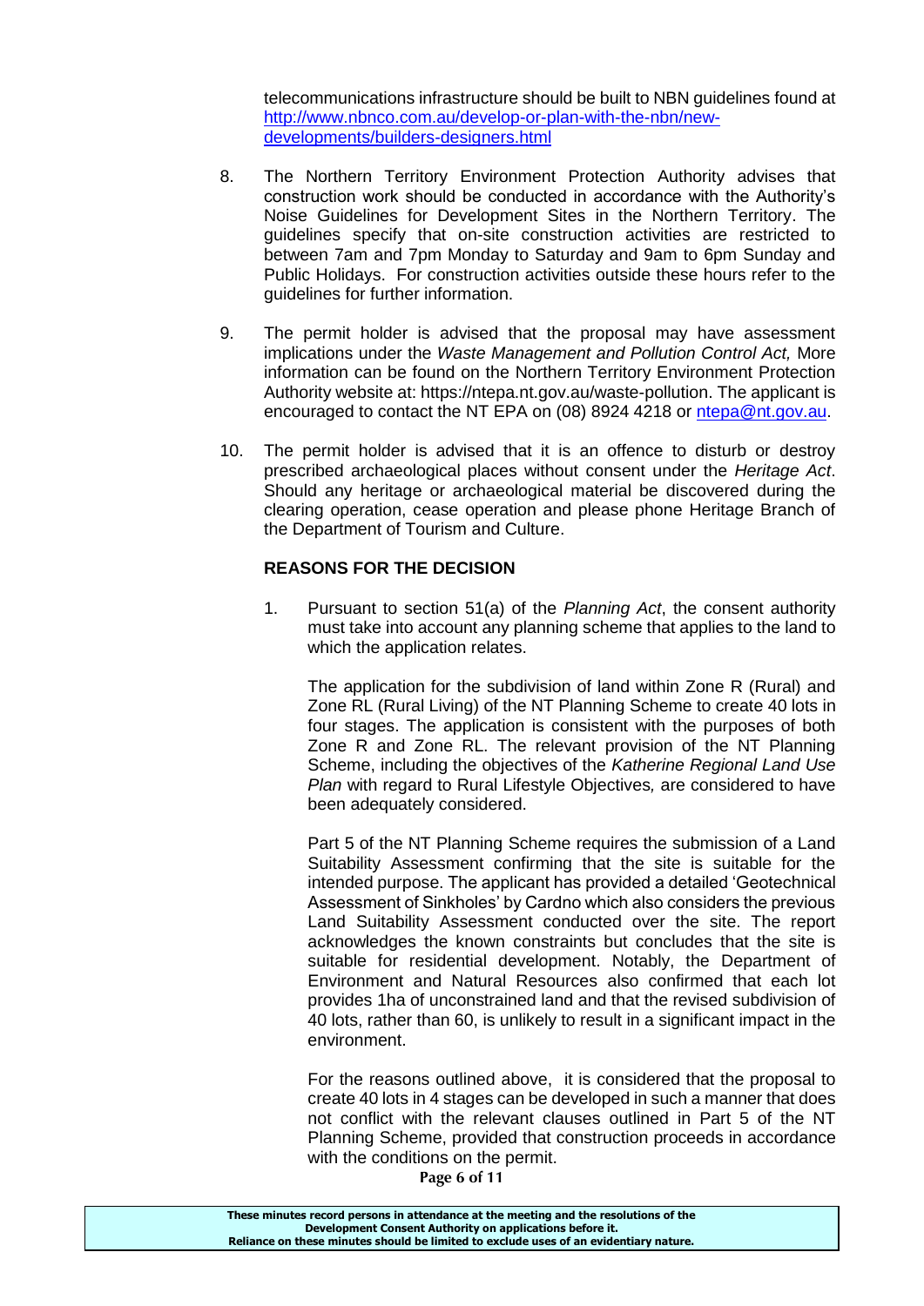telecommunications infrastructure should be built to NBN guidelines found at [http://www.nbnco.com.au/develop-or-plan-with-the-nbn/new-developments/builders-designers.html](http://www.nbnco.com.au/develop-or-plan-with-the-nbn/new-developments/builders-designers.html)

8. The Northern Territory Environment Protection Authority advises that construction work should be conducted in accordance with the Authority's Noise Guidelines for Development Sites in the Northern Territory. The guidelines specify that on-site construction activities are restricted to between 7am and 7pm Monday to Saturday and 9am to 6pm Sunday and Public Holidays. For construction activities outside these hours refer to the guidelines for further information.

9. The permit holder is advised that the proposal may have assessment implications under the *Waste Management and Pollution Control Act,* More information can be found on the Northern Territory Environment Protection Authority website at: https://ntepa.nt.gov.au/waste-pollution. The applicant is encouraged to contact the NT EPA on (08) 8924 4218 or [ntepa@nt.gov.au](mailto:ntepa@nt.gov.au).

10. The permit holder is advised that it is an offence to disturb or destroy prescribed archaeological places without consent under the *Heritage Act*. Should any heritage or archaeological material be discovered during the clearing operation, cease operation and please phone Heritage Branch of the Department of Tourism and Culture.

**REASONS FOR THE DECISION**

1. Pursuant to section 51(a) of the *Planning Act*, the consent authority must take into account any planning scheme that applies to the land to which the application relates.

   The application for the subdivision of land within Zone R (Rural) and Zone RL (Rural Living) of the NT Planning Scheme to create 40 lots in four stages. The application is consistent with the purposes of both Zone R and Zone RL. The relevant provision of the NT Planning Scheme, including the objectives of the *Katherine Regional Land Use Plan* with regard to Rural Lifestyle Objectives*,* are considered to have been adequately considered.

   Part 5 of the NT Planning Scheme requires the submission of a Land Suitability Assessment confirming that the site is suitable for the intended purpose. The applicant has provided a detailed 'Geotechnical Assessment of Sinkholes' by Cardno which also considers the previous Land Suitability Assessment conducted over the site. The report acknowledges the known constraints but concludes that the site is suitable for residential development. Notably, the Department of Environment and Natural Resources also confirmed that each lot provides 1ha of unconstrained land and that the revised subdivision of 40 lots, rather than 60, is unlikely to result in a significant impact in the environment.

   For the reasons outlined above, it is considered that the proposal to create 40 lots in 4 stages can be developed in such a manner that does not conflict with the relevant clauses outlined in Part 5 of the NT Planning Scheme, provided that construction proceeds in accordance with the conditions on the permit.

**These minutes record persons in attendance at the meeting and the resolutions of the Development Consent Authority on applications before it. Reliance on these minutes should be limited to exclude uses of an evidentiary nature.**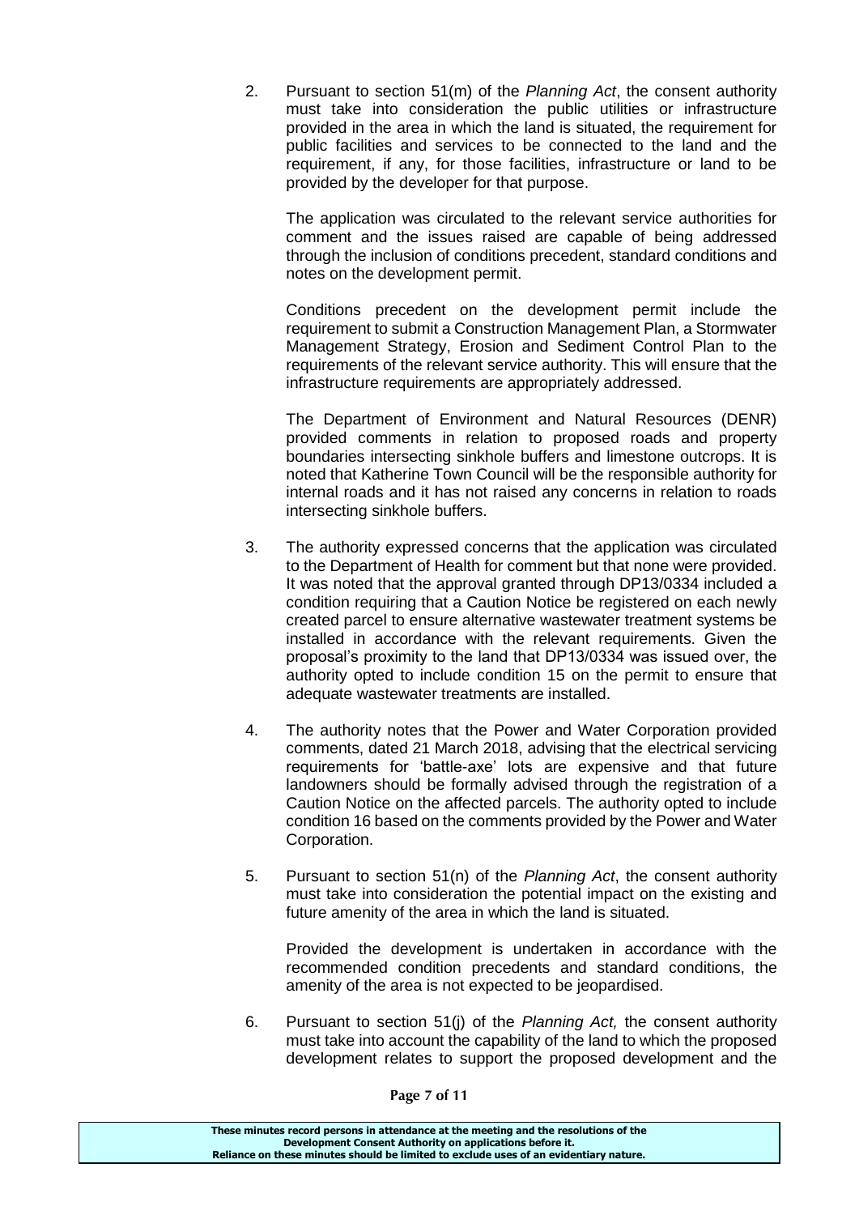2. Pursuant to section 51(m) of the *Planning Act*, the consent authority must take into consideration the public utilities or infrastructure provided in the area in which the land is situated, the requirement for public facilities and services to be connected to the land and the requirement, if any, for those facilities, infrastructure or land to be provided by the developer for that purpose.

   The application was circulated to the relevant service authorities for comment and the issues raised are capable of being addressed through the inclusion of conditions precedent, standard conditions and notes on the development permit.

   Conditions precedent on the development permit include the requirement to submit a Construction Management Plan, a Stormwater Management Strategy, Erosion and Sediment Control Plan to the requirements of the relevant service authority. This will ensure that the infrastructure requirements are appropriately addressed.

   The Department of Environment and Natural Resources (DENR) provided comments in relation to proposed roads and property boundaries intersecting sinkhole buffers and limestone outcrops. It is noted that Katherine Town Council will be the responsible authority for internal roads and it has not raised any concerns in relation to roads intersecting sinkhole buffers.

3. The authority expressed concerns that the application was circulated to the Department of Health for comment but that none were provided. It was noted that the approval granted through DP13/0334 included a condition requiring that a Caution Notice be registered on each newly created parcel to ensure alternative wastewater treatment systems be installed in accordance with the relevant requirements. Given the proposal's proximity to the land that DP13/0334 was issued over, the authority opted to include condition 15 on the permit to ensure that adequate wastewater treatments are installed.

4. The authority notes that the Power and Water Corporation provided comments, dated 21 March 2018, advising that the electrical servicing requirements for 'battle-axe' lots are expensive and that future landowners should be formally advised through the registration of a Caution Notice on the affected parcels. The authority opted to include condition 16 based on the comments provided by the Power and Water Corporation.

5. Pursuant to section 51(n) of the *Planning Act*, the consent authority must take into consideration the potential impact on the existing and future amenity of the area in which the land is situated.

   Provided the development is undertaken in accordance with the recommended condition precedents and standard conditions, the amenity of the area is not expected to be jeopardised.

6. Pursuant to section 51(j) of the *Planning Act,* the consent authority must take into account the capability of the land to which the proposed development relates to support the proposed development and the

These minutes record persons in attendance at the meeting and the resolutions of the Development Consent Authority on applications before it.
Reliance on these minutes should be limited to exclude uses of an evidentiary nature.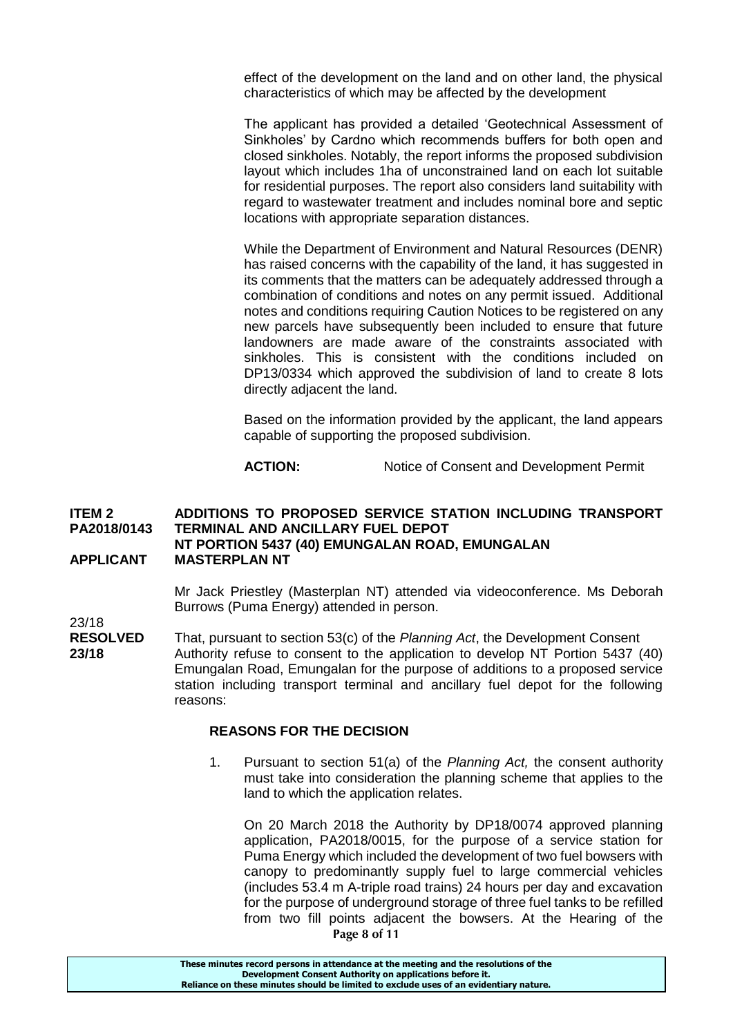effect of the development on the land and on other land, the physical characteristics of which may be affected by the development

The applicant has provided a detailed 'Geotechnical Assessment of Sinkholes' by Cardno which recommends buffers for both open and closed sinkholes. Notably, the report informs the proposed subdivision layout which includes 1ha of unconstrained land on each lot suitable for residential purposes. The report also considers land suitability with regard to wastewater treatment and includes nominal bore and septic locations with appropriate separation distances.

While the Department of Environment and Natural Resources (DENR) has raised concerns with the capability of the land, it has suggested in its comments that the matters can be adequately addressed through a combination of conditions and notes on any permit issued. Additional notes and conditions requiring Caution Notices to be registered on any new parcels have subsequently been included to ensure that future landowners are made aware of the constraints associated with sinkholes. This is consistent with the conditions included on DP13/0334 which approved the subdivision of land to create 8 lots directly adjacent the land.

Based on the information provided by the applicant, the land appears capable of supporting the proposed subdivision.

**ACTION:** Notice of Consent and Development Permit

**ITEM 2 PA2018/0143** **ADDITIONS TO PROPOSED SERVICE STATION INCLUDING TRANSPORT TERMINAL AND ANCILLARY FUEL DEPOT**
**NT PORTION 5437 (40) EMUNGALAN ROAD, EMUNGALAN**
**APPLICANT MASTERPLAN NT**

Mr Jack Priestley (Masterplan NT) attended via videoconference. Ms Deborah Burrows (Puma Energy) attended in person.

23/18
**RESOLVED 23/18**

That, pursuant to section 53(c) of the *Planning Act*, the Development Consent Authority refuse to consent to the application to develop NT Portion 5437 (40) Emungalan Road, Emungalan for the purpose of additions to a proposed service station including transport terminal and ancillary fuel depot for the following reasons:

**REASONS FOR THE DECISION**

1. Pursuant to section 51(a) of the *Planning Act,* the consent authority must take into consideration the planning scheme that applies to the land to which the application relates.

   On 20 March 2018 the Authority by DP18/0074 approved planning application, PA2018/0015, for the purpose of a service station for Puma Energy which included the development of two fuel bowsers with canopy to predominantly supply fuel to large commercial vehicles (includes 53.4 m A-triple road trains) 24 hours per day and excavation for the purpose of underground storage of three fuel tanks to be refilled from two fill points adjacent the bowsers. At the Hearing of the

These minutes record persons in attendance at the meeting and the resolutions of the Development Consent Authority on applications before it.
Reliance on these minutes should be limited to exclude uses of an evidentiary nature.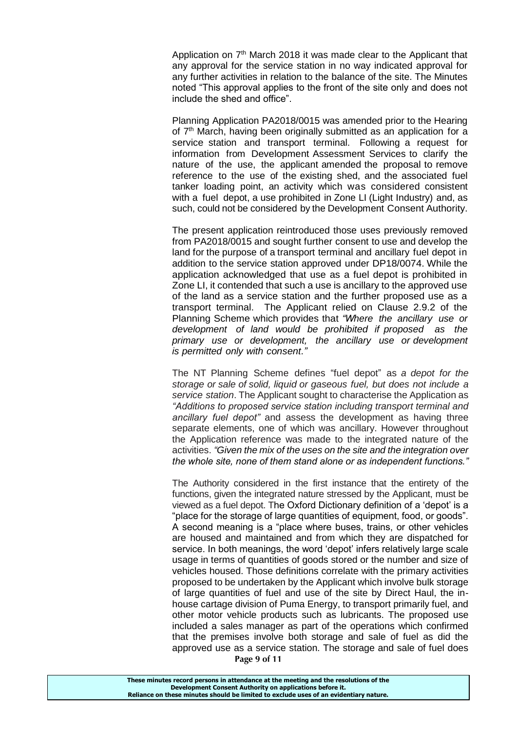Application on 7th March 2018 it was made clear to the Applicant that any approval for the service station in no way indicated approval for any further activities in relation to the balance of the site. The Minutes noted "This approval applies to the front of the site only and does not include the shed and office".

Planning Application PA2018/0015 was amended prior to the Hearing of 7th March, having been originally submitted as an application for a service station and transport terminal. Following a request for information from Development Assessment Services to clarify the nature of the use, the applicant amended the proposal to remove reference to the use of the existing shed, and the associated fuel tanker loading point, an activity which was considered consistent with a fuel depot, a use prohibited in Zone LI (Light Industry) and, as such, could not be considered by the Development Consent Authority.

The present application reintroduced those uses previously removed from PA2018/0015 and sought further consent to use and develop the land for the purpose of a transport terminal and ancillary fuel depot in addition to the service station approved under DP18/0074. While the application acknowledged that use as a fuel depot is prohibited in Zone LI, it contended that such a use is ancillary to the approved use of the land as a service station and the further proposed use as a transport terminal. The Applicant relied on Clause 2.9.2 of the Planning Scheme which provides that *"Where the ancillary use or development of land would be prohibited if proposed as the primary use or development, the ancillary use or development is permitted only with consent."*

The NT Planning Scheme defines "fuel depot" as *a depot for the storage or sale of solid, liquid or gaseous fuel, but does not include a service station*. The Applicant sought to characterise the Application as *"Additions to proposed service station including transport terminal and ancillary fuel depot"* and assess the development as having three separate elements, one of which was ancillary. However throughout the Application reference was made to the integrated nature of the activities. *"Given the mix of the uses on the site and the integration over the whole site, none of them stand alone or as independent functions."*

The Authority considered in the first instance that the entirety of the functions, given the integrated nature stressed by the Applicant, must be viewed as a fuel depot. The Oxford Dictionary definition of a 'depot' is a "place for the storage of large quantities of equipment, food, or goods". A second meaning is a "place where buses, trains, or other vehicles are housed and maintained and from which they are dispatched for service. In both meanings, the word 'depot' infers relatively large scale usage in terms of quantities of goods stored or the number and size of vehicles housed. Those definitions correlate with the primary activities proposed to be undertaken by the Applicant which involve bulk storage of large quantities of fuel and use of the site by Direct Haul, the in-house cartage division of Puma Energy, to transport primarily fuel, and other motor vehicle products such as lubricants. The proposed use included a sales manager as part of the operations which confirmed that the premises involve both storage and sale of fuel as did the approved use as a service station. The storage and sale of fuel does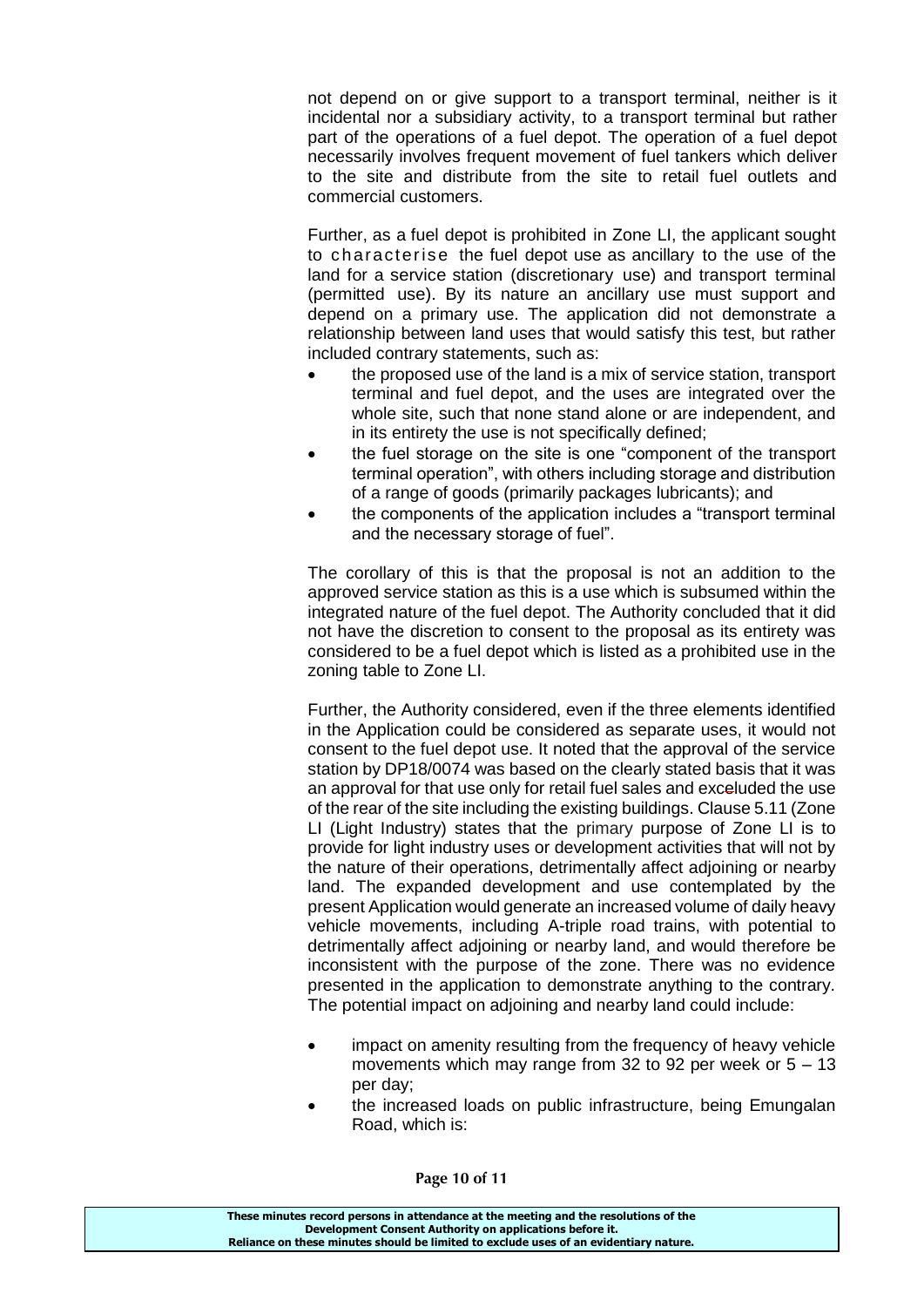not depend on or give support to a transport terminal, neither is it incidental nor a subsidiary activity, to a transport terminal but rather part of the operations of a fuel depot. The operation of a fuel depot necessarily involves frequent movement of fuel tankers which deliver to the site and distribute from the site to retail fuel outlets and commercial customers.

Further, as a fuel depot is prohibited in Zone LI, the applicant sought to characterise the fuel depot use as ancillary to the use of the land for a service station (discretionary use) and transport terminal (permitted use). By its nature an ancillary use must support and depend on a primary use. The application did not demonstrate a relationship between land uses that would satisfy this test, but rather included contrary statements, such as:

- the proposed use of the land is a mix of service station, transport terminal and fuel depot, and the uses are integrated over the whole site, such that none stand alone or are independent, and in its entirety the use is not specifically defined;
- the fuel storage on the site is one "component of the transport terminal operation", with others including storage and distribution of a range of goods (primarily packages lubricants); and
- the components of the application includes a "transport terminal and the necessary storage of fuel".

The corollary of this is that the proposal is not an addition to the approved service station as this is a use which is subsumed within the integrated nature of the fuel depot. The Authority concluded that it did not have the discretion to consent to the proposal as its entirety was considered to be a fuel depot which is listed as a prohibited use in the zoning table to Zone LI.

Further, the Authority considered, even if the three elements identified in the Application could be considered as separate uses, it would not consent to the fuel depot use. It noted that the approval of the service station by DP18/0074 was based on the clearly stated basis that it was an approval for that use only for retail fuel sales and exceluded the use of the rear of the site including the existing buildings. Clause 5.11 (Zone LI (Light Industry) states that the primary purpose of Zone LI is to provide for light industry uses or development activities that will not by the nature of their operations, detrimentally affect adjoining or nearby land. The expanded development and use contemplated by the present Application would generate an increased volume of daily heavy vehicle movements, including A-triple road trains, with potential to detrimentally affect adjoining or nearby land, and would therefore be inconsistent with the purpose of the zone. There was no evidence presented in the application to demonstrate anything to the contrary. The potential impact on adjoining and nearby land could include:

- impact on amenity resulting from the frequency of heavy vehicle movements which may range from 32 to 92 per week or 5 – 13 per day;
- the increased loads on public infrastructure, being Emungalan Road, which is:

These minutes record persons in attendance at the meeting and the resolutions of the Development Consent Authority on applications before it.
Reliance on these minutes should be limited to exclude uses of an evidentiary nature.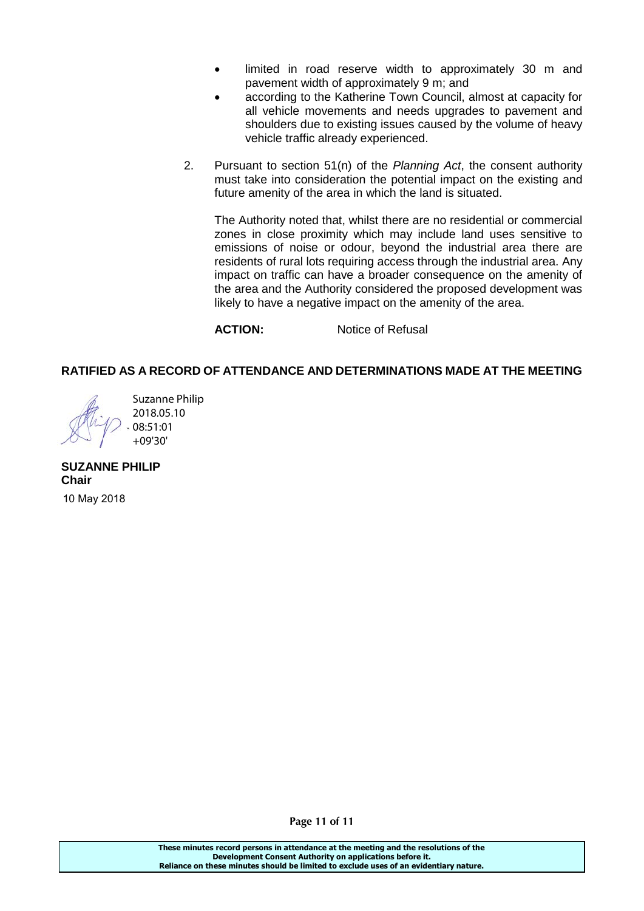- limited in road reserve width to approximately 30 m and pavement width of approximately 9 m; and
- according to the Katherine Town Council, almost at capacity for all vehicle movements and needs upgrades to pavement and shoulders due to existing issues caused by the volume of heavy vehicle traffic already experienced.

2. Pursuant to section 51(n) of the *Planning Act*, the consent authority must take into consideration the potential impact on the existing and future amenity of the area in which the land is situated.

   The Authority noted that, whilst there are no residential or commercial zones in close proximity which may include land uses sensitive to emissions of noise or odour, beyond the industrial area there are residents of rural lots requiring access through the industrial area. Any impact on traffic can have a broader consequence on the amenity of the area and the Authority considered the proposed development was likely to have a negative impact on the amenity of the area.

   **ACTION:** Notice of Refusal

**RATIFIED AS A RECORD OF ATTENDANCE AND DETERMINATIONS MADE AT THE MEETING**

Suzanne Philip
2018.05.10
08:51:01
+09'30'

**SUZANNE PHILIP**
**Chair**

10 May 2018

These minutes record persons in attendance at the meeting and the resolutions of the Development Consent Authority on applications before it.
Reliance on these minutes should be limited to exclude uses of an evidentiary nature.